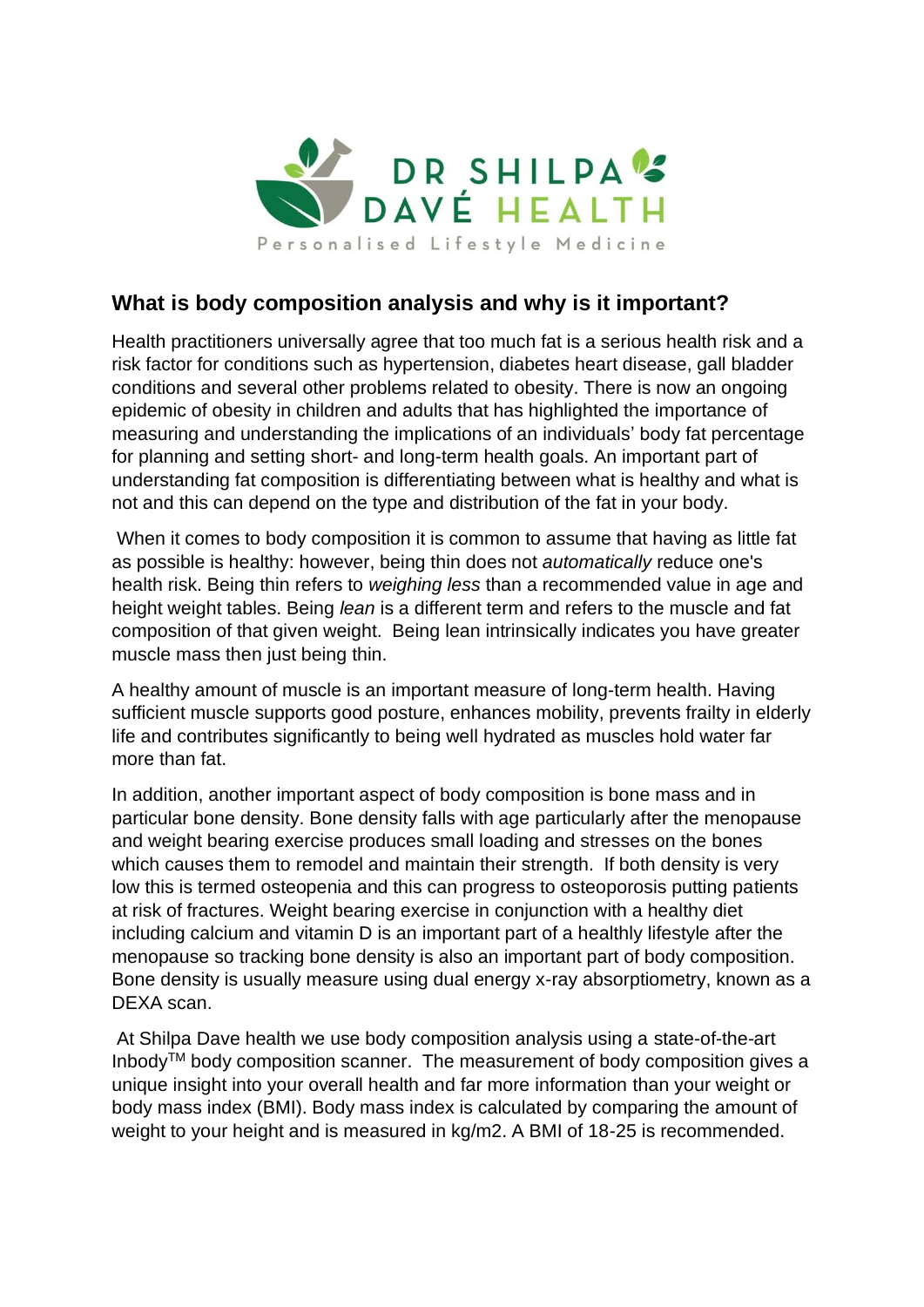DR SHILPA DAVÉ HEALTH

Personalised Lifestyle Medicine

## What is body composition analysis and why is it important?

Health practitioners universally agree that too much fat is a serious health risk and a risk factor for conditions such as hypertension, diabetes heart disease, gall bladder conditions and several other problems related to obesity. There is now an ongoing epidemic of obesity in children and adults that has highlighted the importance of measuring and understanding the implications of an individuals' body fat percentage for planning and setting short- and long-term health goals. An important part of understanding fat composition is differentiating between what is healthy and what is not and this can depend on the type and distribution of the fat in your body.

When it comes to body composition it is common to assume that having as little fat as possible is healthy: however, being thin does not *automatically* reduce one's health risk. Being thin refers to *weighing less* than a recommended value in age and height weight tables. Being *lean* is a different term and refers to the muscle and fat composition of that given weight. Being lean intrinsically indicates you have greater muscle mass then just being thin.

A healthy amount of muscle is an important measure of long-term health. Having sufficient muscle supports good posture, enhances mobility, prevents frailty in elderly life and contributes significantly to being well hydrated as muscles hold water far more than fat.

In addition, another important aspect of body composition is bone mass and in particular bone density. Bone density falls with age particularly after the menopause and weight bearing exercise produces small loading and stresses on the bones which causes them to remodel and maintain their strength. If both density is very low this is termed osteopenia and this can progress to osteoporosis putting patients at risk of fractures. Weight bearing exercise in conjunction with a healthy diet including calcium and vitamin D is an important part of a healthly lifestyle after the menopause so tracking bone density is also an important part of body composition. Bone density is usually measure using dual energy x-ray absorptiometry, known as a DEXA scan.

At Shilpa Dave health we use body composition analysis using a state-of-the-art Inbody™ body composition scanner. The measurement of body composition gives a unique insight into your overall health and far more information than your weight or body mass index (BMI). Body mass index is calculated by comparing the amount of weight to your height and is measured in kg/m2. A BMI of 18-25 is recommended.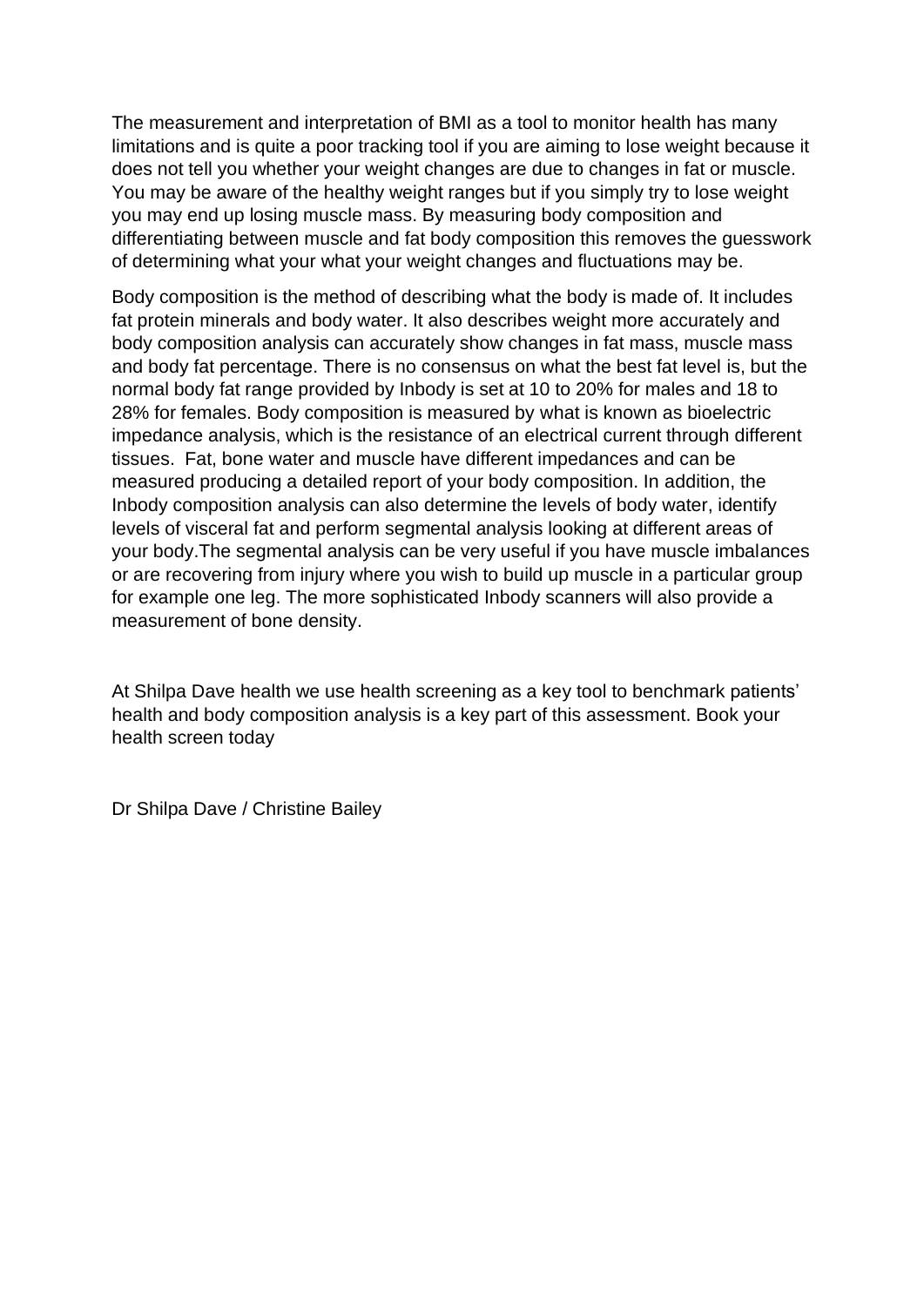The measurement and interpretation of BMI as a tool to monitor health has many limitations and is quite a poor tracking tool if you are aiming to lose weight because it does not tell you whether your weight changes are due to changes in fat or muscle. You may be aware of the healthy weight ranges but if you simply try to lose weight you may end up losing muscle mass. By measuring body composition and differentiating between muscle and fat body composition this removes the guesswork of determining what your what your weight changes and fluctuations may be.

Body composition is the method of describing what the body is made of. It includes fat protein minerals and body water. It also describes weight more accurately and body composition analysis can accurately show changes in fat mass, muscle mass and body fat percentage. There is no consensus on what the best fat level is, but the normal body fat range provided by Inbody is set at 10 to 20% for males and 18 to 28% for females. Body composition is measured by what is known as bioelectric impedance analysis, which is the resistance of an electrical current through different tissues. Fat, bone water and muscle have different impedances and can be measured producing a detailed report of your body composition. In addition, the Inbody composition analysis can also determine the levels of body water, identify levels of visceral fat and perform segmental analysis looking at different areas of your body.The segmental analysis can be very useful if you have muscle imbalances or are recovering from injury where you wish to build up muscle in a particular group for example one leg. The more sophisticated Inbody scanners will also provide a measurement of bone density.

At Shilpa Dave health we use health screening as a key tool to benchmark patients' health and body composition analysis is a key part of this assessment. Book your health screen today

Dr Shilpa Dave / Christine Bailey